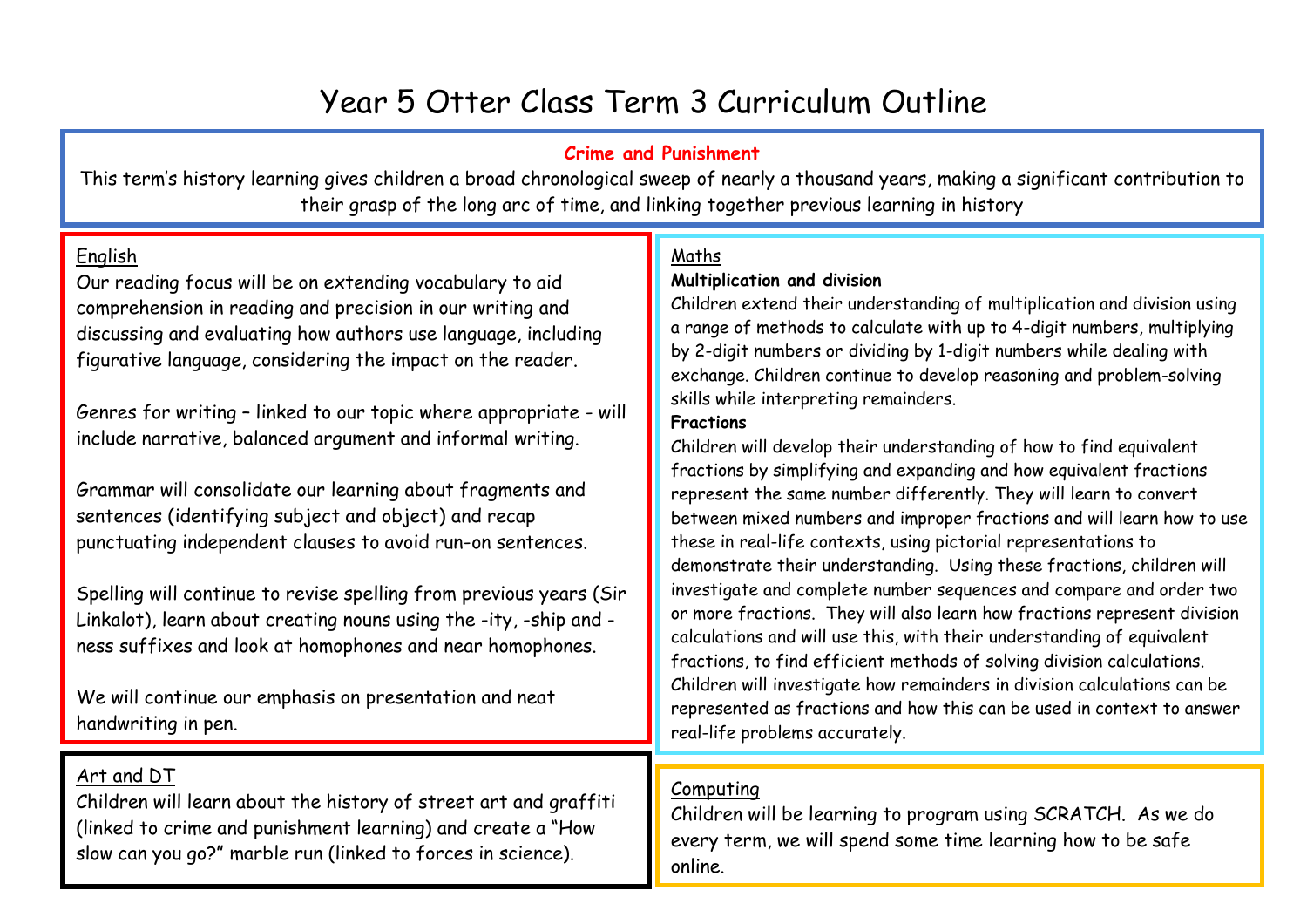# Year 5 Otter Class Term 3 Curriculum Outline

**Crime and Punishment**

This term's history learning gives children a broad chronological sweep of nearly a thousand years, making a significant contribution to their grasp of the long arc of time, and linking together previous learning in history

## English

Our reading focus will be on extending vocabulary to aid comprehension in reading and precision in our writing and discussing and evaluating how authors use language, including figurative language, considering the impact on the reader.

Genres for writing – linked to our topic where appropriate - will include narrative, balanced argument and informal writing.

Grammar will consolidate our learning about fragments and sentences (identifying subject and object) and recap punctuating independent clauses to avoid run-on sentences.

Spelling will continue to revise spelling from previous years (Sir Linkalot), learn about creating nouns using the -ity, -ship and -ness suffixes and look at homophones and near homophones.

We will continue our emphasis on presentation and neat handwriting in pen.

## Maths

**Multiplication and division**

Children extend their understanding of multiplication and division using a range of methods to calculate with up to 4-digit numbers, multiplying by 2-digit numbers or dividing by 1-digit numbers while dealing with exchange. Children continue to develop reasoning and problem-solving skills while interpreting remainders.

**Fractions**

Children will develop their understanding of how to find equivalent fractions by simplifying and expanding and how equivalent fractions represent the same number differently. They will learn to convert between mixed numbers and improper fractions and will learn how to use these in real-life contexts, using pictorial representations to demonstrate their understanding. Using these fractions, children will investigate and complete number sequences and compare and order two or more fractions. They will also learn how fractions represent division calculations and will use this, with their understanding of equivalent fractions, to find efficient methods of solving division calculations. Children will investigate how remainders in division calculations can be represented as fractions and how this can be used in context to answer real-life problems accurately.

## Art and DT

Children will learn about the history of street art and graffiti (linked to crime and punishment learning) and create a "How slow can you go?" marble run (linked to forces in science).

## Computing

Children will be learning to program using SCRATCH. As we do every term, we will spend some time learning how to be safe online.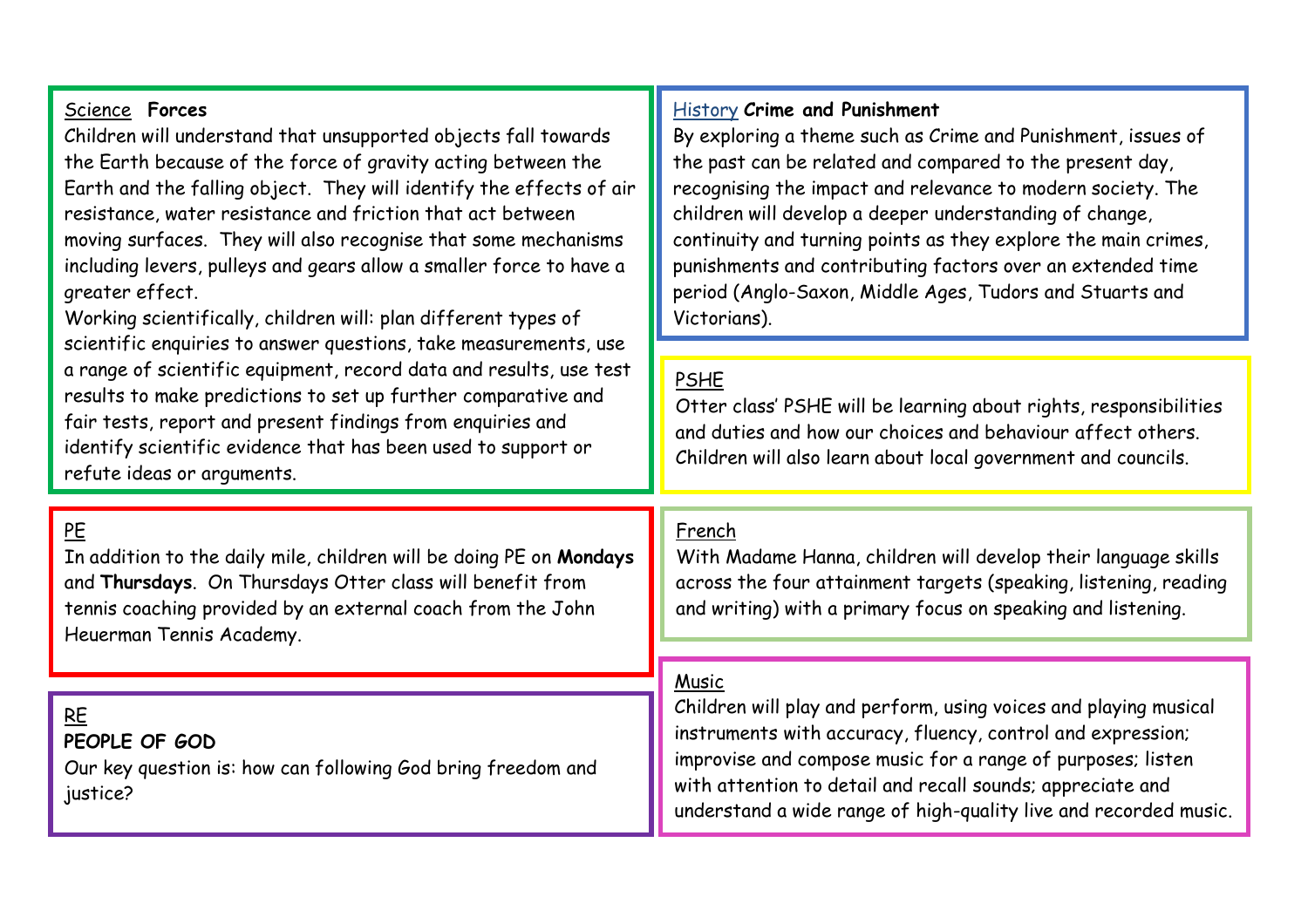## Science **Forces**

Children will understand that unsupported objects fall towards the Earth because of the force of gravity acting between the Earth and the falling object. They will identify the effects of air resistance, water resistance and friction that act between moving surfaces. They will also recognise that some mechanisms including levers, pulleys and gears allow a smaller force to have a greater effect.

Working scientifically, children will: plan different types of scientific enquiries to answer questions, take measurements, use a range of scientific equipment, record data and results, use test results to make predictions to set up further comparative and fair tests, report and present findings from enquiries and identify scientific evidence that has been used to support or refute ideas or arguments.

## PE

In addition to the daily mile, children will be doing PE on **Mondays** and **Thursdays**. On Thursdays Otter class will benefit from tennis coaching provided by an external coach from the John Heuerman Tennis Academy.

## RE

**PEOPLE OF GOD**

Our key question is: how can following God bring freedom and justice?

## History **Crime and Punishment**

By exploring a theme such as Crime and Punishment, issues of the past can be related and compared to the present day, recognising the impact and relevance to modern society. The children will develop a deeper understanding of change, continuity and turning points as they explore the main crimes, punishments and contributing factors over an extended time period (Anglo-Saxon, Middle Ages, Tudors and Stuarts and Victorians).

## PSHE

Otter class' PSHE will be learning about rights, responsibilities and duties and how our choices and behaviour affect others. Children will also learn about local government and councils.

## French

With Madame Hanna, children will develop their language skills across the four attainment targets (speaking, listening, reading and writing) with a primary focus on speaking and listening.

## Music

Children will play and perform, using voices and playing musical instruments with accuracy, fluency, control and expression; improvise and compose music for a range of purposes; listen with attention to detail and recall sounds; appreciate and understand a wide range of high-quality live and recorded music.